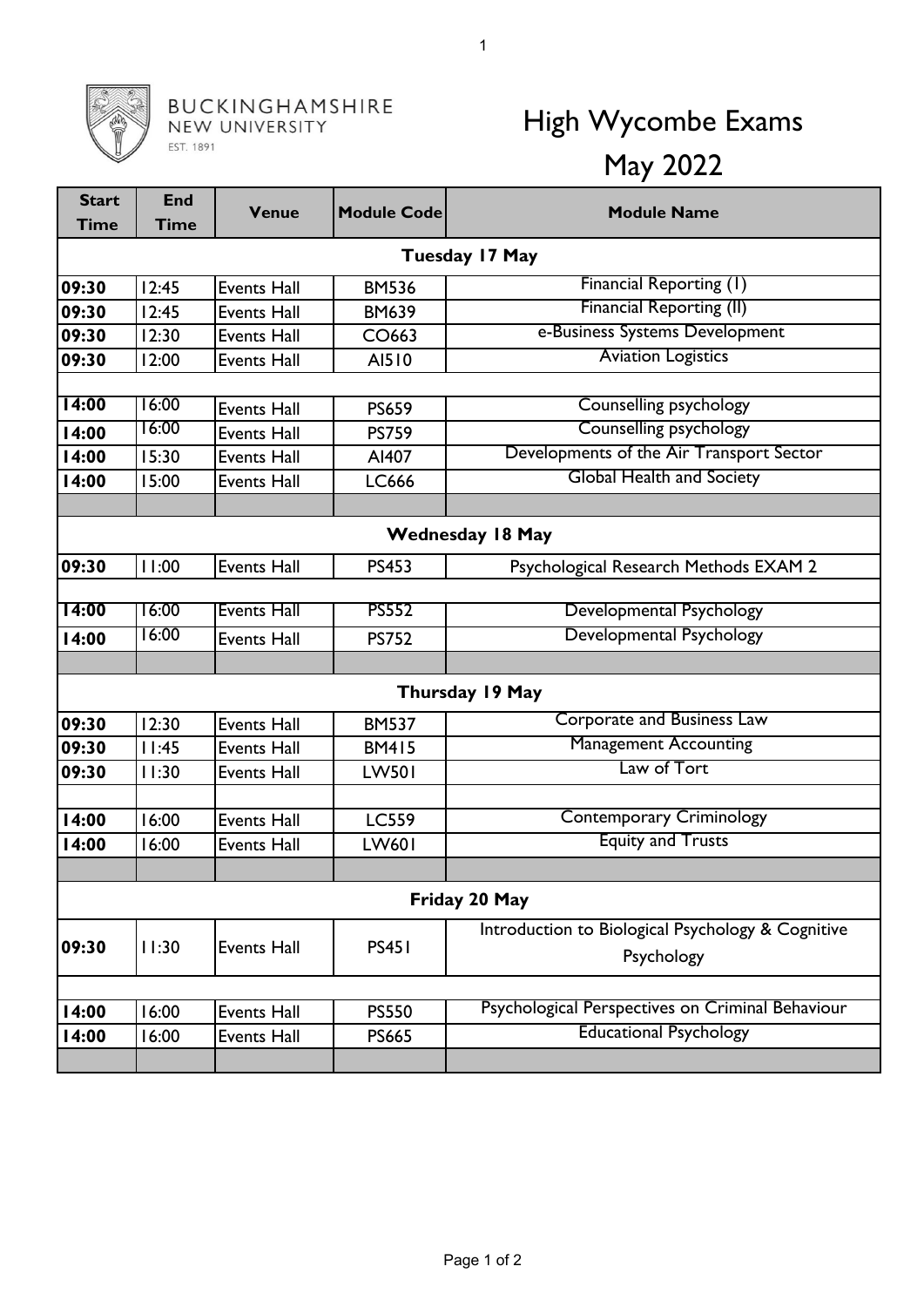BUCKINGHAMSHIRE NEW UNIVERSITY
EST. 1891

# High Wycombe Exams

## May 2022

| Start Time | End Time | Venue | Module Code | Module Name |
|---|---|---|---|---|
| **Tuesday 17 May** | | | | |
| 09:30 | 12:45 | Events Hall | BM536 | Financial Reporting (1) |
| 09:30 | 12:45 | Events Hall | BM639 | Financial Reporting (II) |
| 09:30 | 12:30 | Events Hall | CO663 | e-Business Systems Development |
| 09:30 | 12:00 | Events Hall | AI510 | Aviation Logistics |
| | | | | |
| 14:00 | 16:00 | Events Hall | PS659 | Counselling psychology |
| 14:00 | 16:00 | Events Hall | PS759 | Counselling psychology |
| 14:00 | 15:30 | Events Hall | AI407 | Developments of the Air Transport Sector |
| 14:00 | 15:00 | Events Hall | LC666 | Global Health and Society |
| | | | | |
| **Wednesday 18 May** | | | | |
| 09:30 | 11:00 | Events Hall | PS453 | Psychological Research Methods EXAM 2 |
| | | | | |
| 14:00 | 16:00 | Events Hall | PS552 | Developmental Psychology |
| 14:00 | 16:00 | Events Hall | PS752 | Developmental Psychology |
| | | | | |
| **Thursday 19 May** | | | | |
| 09:30 | 12:30 | Events Hall | BM537 | Corporate and Business Law |
| 09:30 | 11:45 | Events Hall | BM415 | Management Accounting |
| 09:30 | 11:30 | Events Hall | LW501 | Law of Tort |
| | | | | |
| 14:00 | 16:00 | Events Hall | LC559 | Contemporary Criminology |
| 14:00 | 16:00 | Events Hall | LW601 | Equity and Trusts |
| | | | | |
| **Friday 20 May** | | | | |
| 09:30 | 11:30 | Events Hall | PS451 | Introduction to Biological Psychology & Cognitive Psychology |
| | | | | |
| 14:00 | 16:00 | Events Hall | PS550 | Psychological Perspectives on Criminal Behaviour |
| 14:00 | 16:00 | Events Hall | PS665 | Educational Psychology |
| | | | | |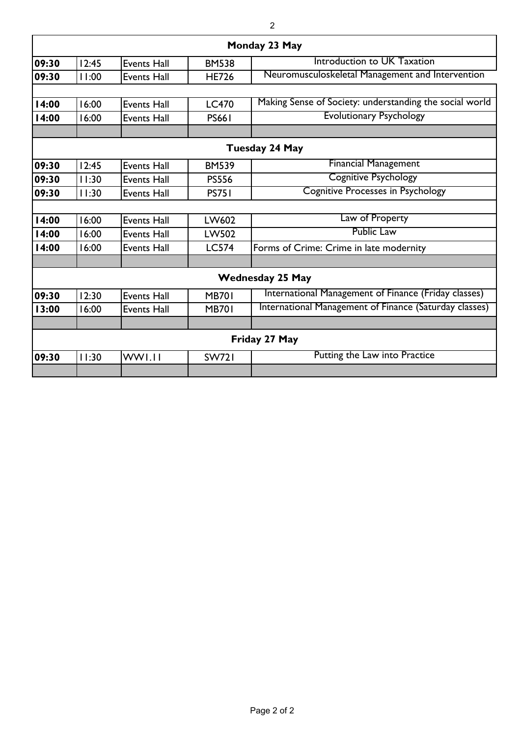| | | | | |
|---|---|---|---|---|
| **Monday 23 May** | | | | |
| **09:30** | 12:45 | Events Hall | BM538 | Introduction to UK Taxation |
| **09:30** | 11:00 | Events Hall | HE726 | Neuromusculoskeletal Management and Intervention |
| | | | | |
| **14:00** | 16:00 | Events Hall | LC470 | Making Sense of Society: understanding the social world |
| **14:00** | 16:00 | Events Hall | PS661 | Evolutionary Psychology |
| | | | | |
| **Tuesday 24 May** | | | | |
| **09:30** | 12:45 | Events Hall | BM539 | Financial Management |
| **09:30** | 11:30 | Events Hall | PS556 | Cognitive Psychology |
| **09:30** | 11:30 | Events Hall | PS751 | Cognitive Processes in Psychology |
| | | | | |
| **14:00** | 16:00 | Events Hall | LW602 | Law of Property |
| **14:00** | 16:00 | Events Hall | LW502 | Public Law |
| **14:00** | 16:00 | Events Hall | LC574 | Forms of Crime: Crime in late modernity |
| | | | | |
| **Wednesday 25 May** | | | | |
| **09:30** | 12:30 | Events Hall | MB701 | International Management of Finance (Friday classes) |
| **13:00** | 16:00 | Events Hall | MB701 | International Management of Finance (Saturday classes) |
| | | | | |
| **Friday 27 May** | | | | |
| **09:30** | 11:30 | WW1.11 | SW721 | Putting the Law into Practice |
| | | | | |